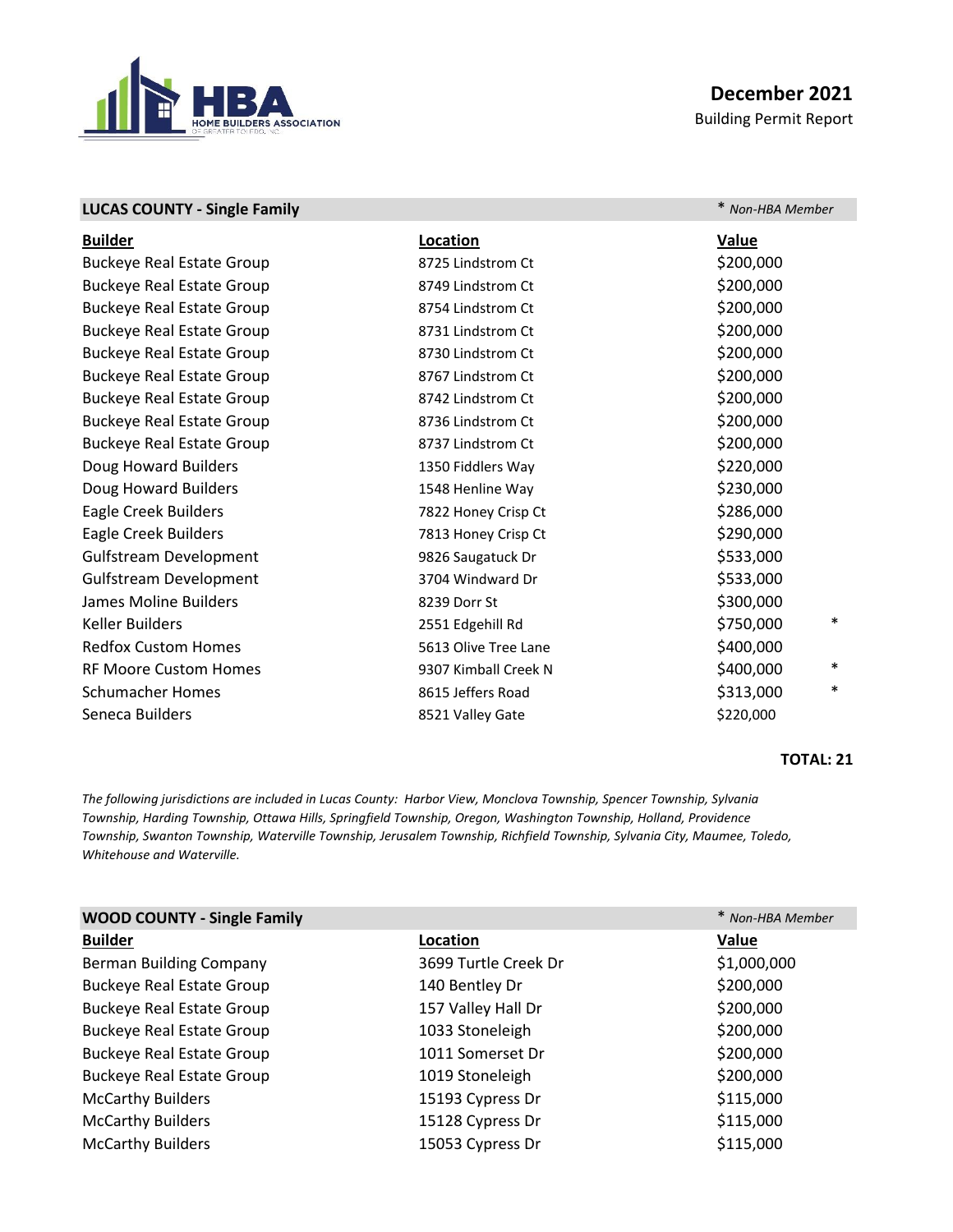# December 2021

Building Permit Report

## LUCAS COUNTY - Single Family

*\* Non-HBA Member*

| Builder | Location | Value | |
|---|---|---|---|
| Buckeye Real Estate Group | 8725 Lindstrom Ct | $200,000 | |
| Buckeye Real Estate Group | 8749 Lindstrom Ct | $200,000 | |
| Buckeye Real Estate Group | 8754 Lindstrom Ct | $200,000 | |
| Buckeye Real Estate Group | 8731 Lindstrom Ct | $200,000 | |
| Buckeye Real Estate Group | 8730 Lindstrom Ct | $200,000 | |
| Buckeye Real Estate Group | 8767 Lindstrom Ct | $200,000 | |
| Buckeye Real Estate Group | 8742 Lindstrom Ct | $200,000 | |
| Buckeye Real Estate Group | 8736 Lindstrom Ct | $200,000 | |
| Buckeye Real Estate Group | 8737 Lindstrom Ct | $200,000 | |
| Doug Howard Builders | 1350 Fiddlers Way | $220,000 | |
| Doug Howard Builders | 1548 Henline Way | $230,000 | |
| Eagle Creek Builders | 7822 Honey Crisp Ct | $286,000 | |
| Eagle Creek Builders | 7813 Honey Crisp Ct | $290,000 | |
| Gulfstream Development | 9826 Saugatuck Dr | $533,000 | |
| Gulfstream Development | 3704 Windward Dr | $533,000 | |
| James Moline Builders | 8239 Dorr St | $300,000 | |
| Keller Builders | 2551 Edgehill Rd | $750,000 | * |
| Redfox Custom Homes | 5613 Olive Tree Lane | $400,000 | |
| RF Moore Custom Homes | 9307 Kimball Creek N | $400,000 | * |
| Schumacher Homes | 8615 Jeffers Road | $313,000 | * |
| Seneca Builders | 8521 Valley Gate | $220,000 | |

**TOTAL: 21**

*The following jurisdictions are included in Lucas County: Harbor View, Monclova Township, Spencer Township, Sylvania Township, Harding Township, Ottawa Hills, Springfield Township, Oregon, Washington Township, Holland, Providence Township, Swanton Township, Waterville Township, Jerusalem Township, Richfield Township, Sylvania City, Maumee, Toledo, Whitehouse and Waterville.*

## WOOD COUNTY - Single Family

*\* Non-HBA Member*

| Builder | Location | Value |
|---|---|---|
| Berman Building Company | 3699 Turtle Creek Dr | $1,000,000 |
| Buckeye Real Estate Group | 140 Bentley Dr | $200,000 |
| Buckeye Real Estate Group | 157 Valley Hall Dr | $200,000 |
| Buckeye Real Estate Group | 1033 Stoneleigh | $200,000 |
| Buckeye Real Estate Group | 1011 Somerset Dr | $200,000 |
| Buckeye Real Estate Group | 1019 Stoneleigh | $200,000 |
| McCarthy Builders | 15193 Cypress Dr | $115,000 |
| McCarthy Builders | 15128 Cypress Dr | $115,000 |
| McCarthy Builders | 15053 Cypress Dr | $115,000 |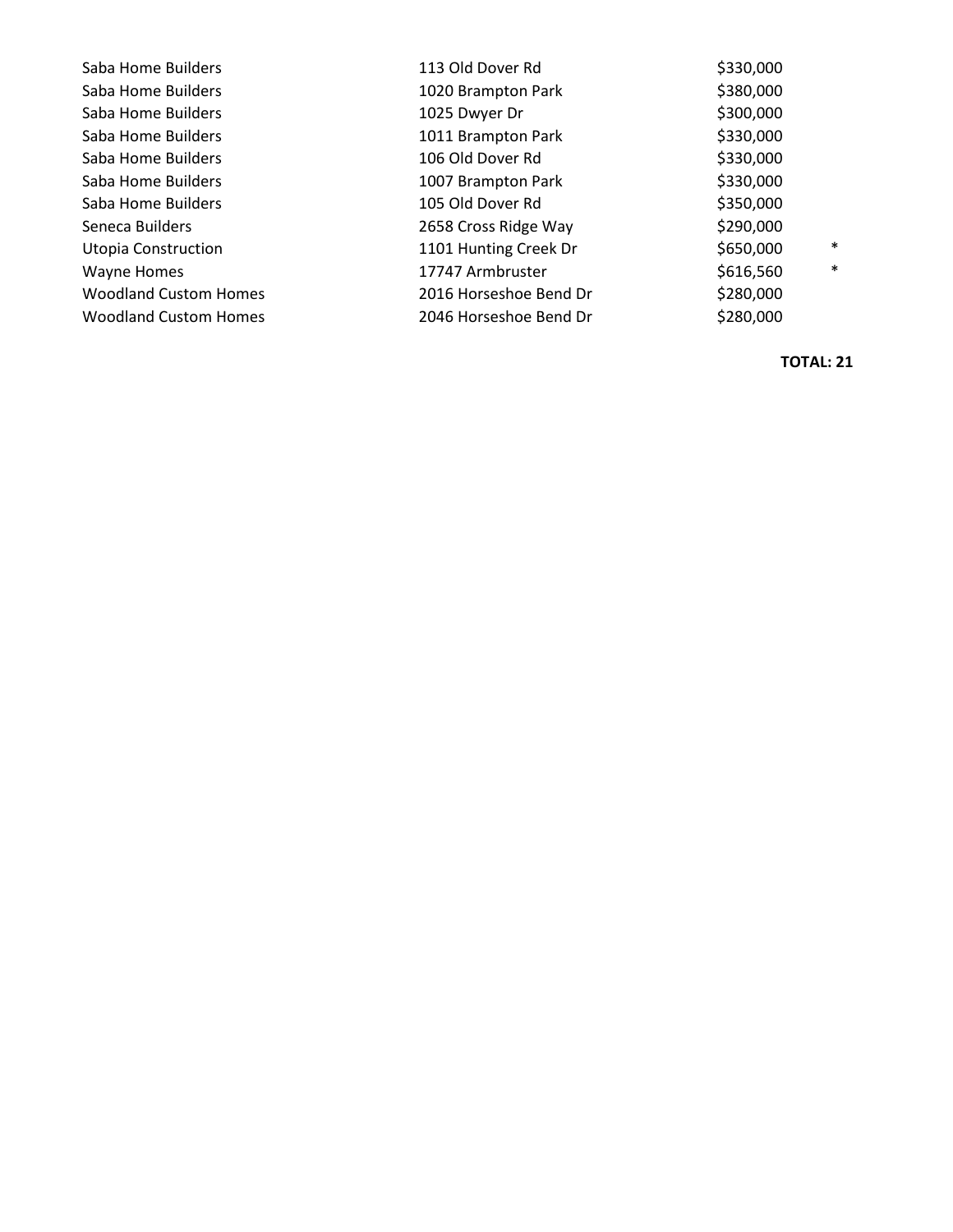| | | | |
|---|---|---|---|
| Saba Home Builders | 113 Old Dover Rd | $330,000 | |
| Saba Home Builders | 1020 Brampton Park | $380,000 | |
| Saba Home Builders | 1025 Dwyer Dr | $300,000 | |
| Saba Home Builders | 1011 Brampton Park | $330,000 | |
| Saba Home Builders | 106 Old Dover Rd | $330,000 | |
| Saba Home Builders | 1007 Brampton Park | $330,000 | |
| Saba Home Builders | 105 Old Dover Rd | $350,000 | |
| Seneca Builders | 2658 Cross Ridge Way | $290,000 | |
| Utopia Construction | 1101 Hunting Creek Dr | $650,000 | * |
| Wayne Homes | 17747 Armbruster | $616,560 | * |
| Woodland Custom Homes | 2016 Horseshoe Bend Dr | $280,000 | |
| Woodland Custom Homes | 2046 Horseshoe Bend Dr | $280,000 | |

**TOTAL: 21**